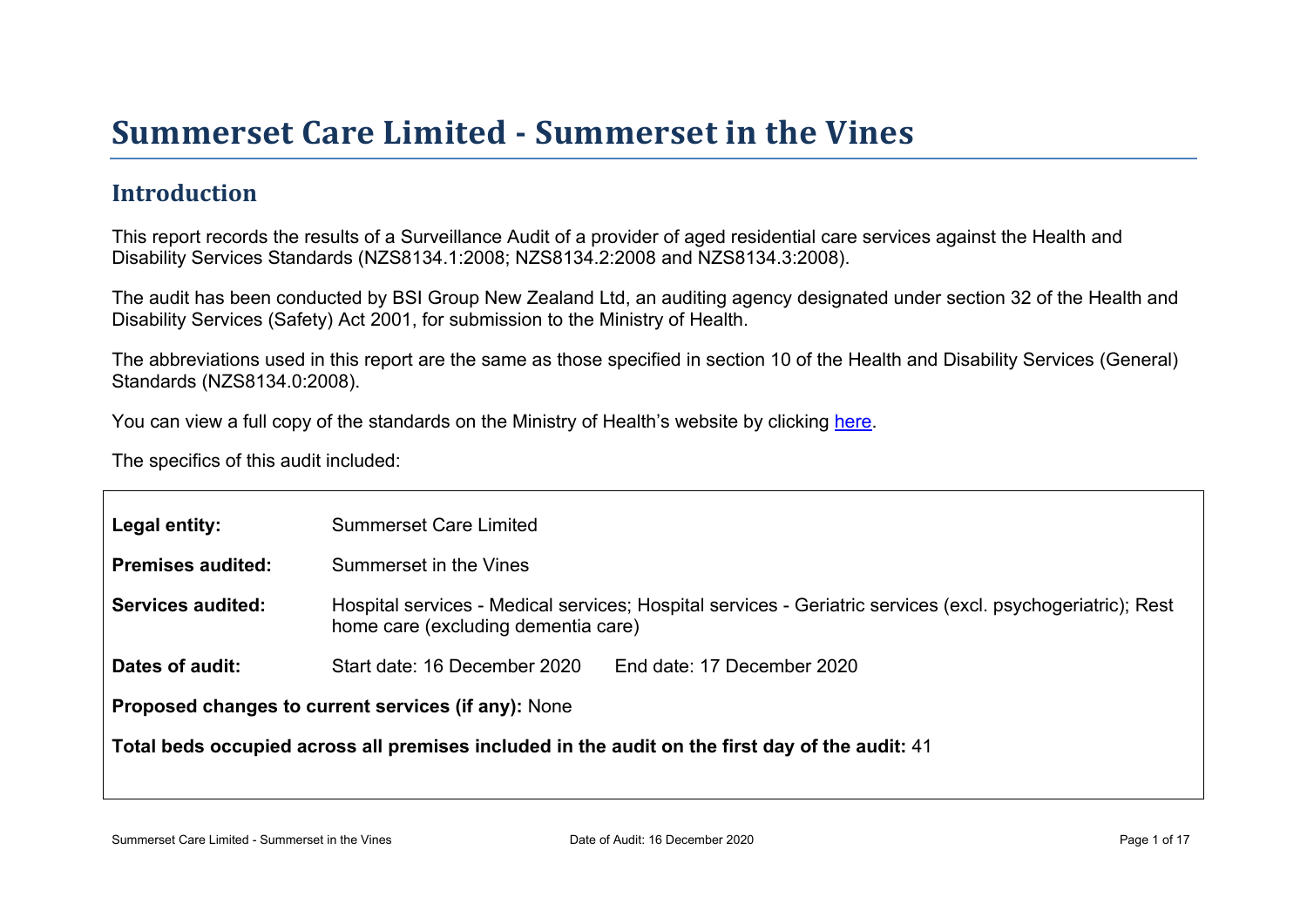# Summerset Care Limited - Summerset in the Vines

## Introduction

This report records the results of a Surveillance Audit of a provider of aged residential care services against the Health and Disability Services Standards (NZS8134.1:2008; NZS8134.2:2008 and NZS8134.3:2008).

The audit has been conducted by BSI Group New Zealand Ltd, an auditing agency designated under section 32 of the Health and Disability Services (Safety) Act 2001, for submission to the Ministry of Health.

The abbreviations used in this report are the same as those specified in section 10 of the Health and Disability Services (General) Standards (NZS8134.0:2008).

You can view a full copy of the standards on the Ministry of Health's website by clicking here.

The specifics of this audit included:

| | |
|---|---|
| **Legal entity:** | Summerset Care Limited |
| **Premises audited:** | Summerset in the Vines |
| **Services audited:** | Hospital services - Medical services; Hospital services - Geriatric services (excl. psychogeriatric); Rest home care (excluding dementia care) |
| **Dates of audit:** | Start date: 16 December 2020 End date: 17 December 2020 |

**Proposed changes to current services (if any):** None

**Total beds occupied across all premises included in the audit on the first day of the audit:** 41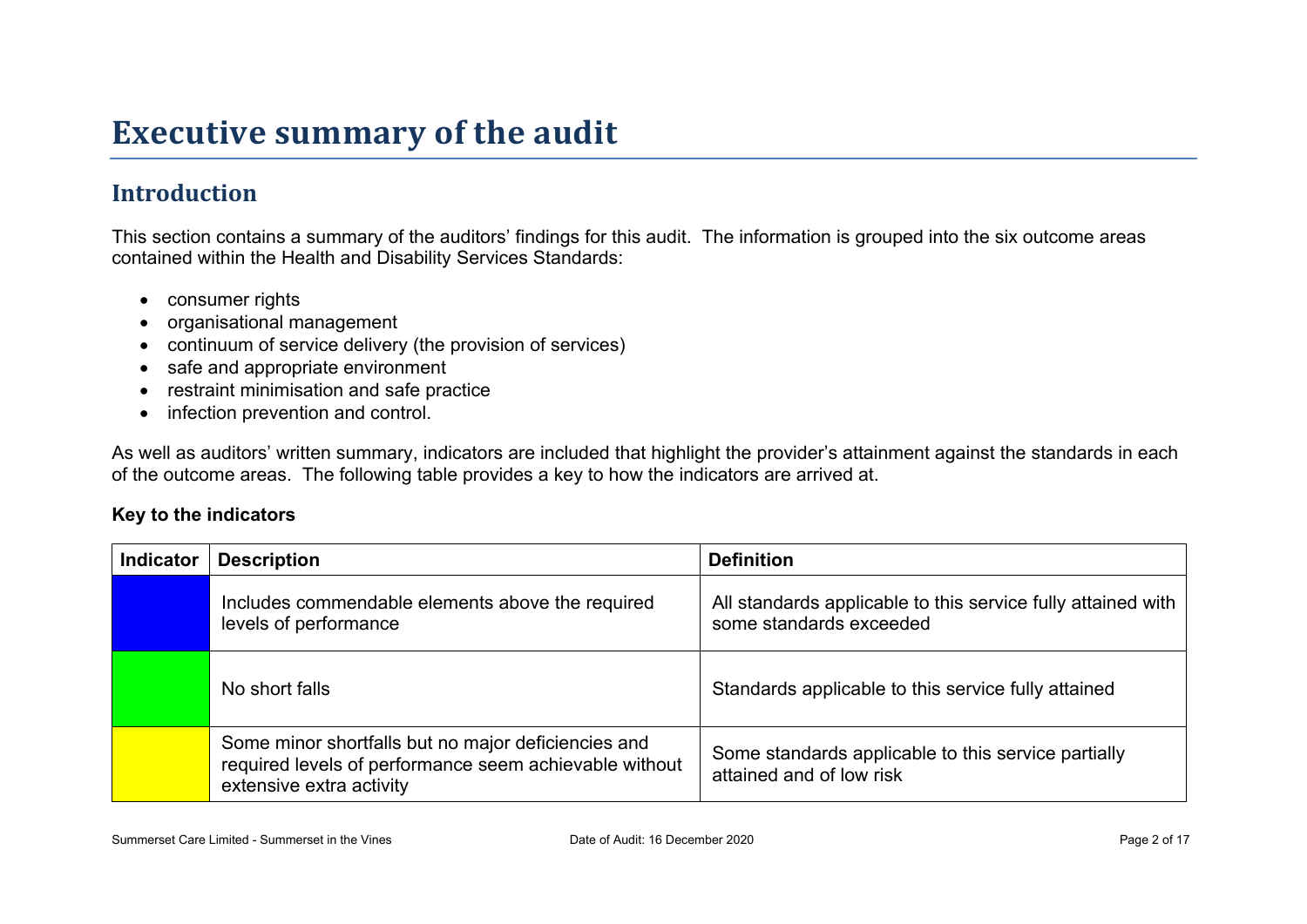# Executive summary of the audit

## Introduction

This section contains a summary of the auditors' findings for this audit. The information is grouped into the six outcome areas contained within the Health and Disability Services Standards:

- consumer rights
- organisational management
- continuum of service delivery (the provision of services)
- safe and appropriate environment
- restraint minimisation and safe practice
- infection prevention and control.

As well as auditors' written summary, indicators are included that highlight the provider's attainment against the standards in each of the outcome areas. The following table provides a key to how the indicators are arrived at.

**Key to the indicators**

| Indicator | Description | Definition |
| --- | --- | --- |
| | Includes commendable elements above the required levels of performance | All standards applicable to this service fully attained with some standards exceeded |
| | No short falls | Standards applicable to this service fully attained |
| | Some minor shortfalls but no major deficiencies and required levels of performance seem achievable without extensive extra activity | Some standards applicable to this service partially attained and of low risk |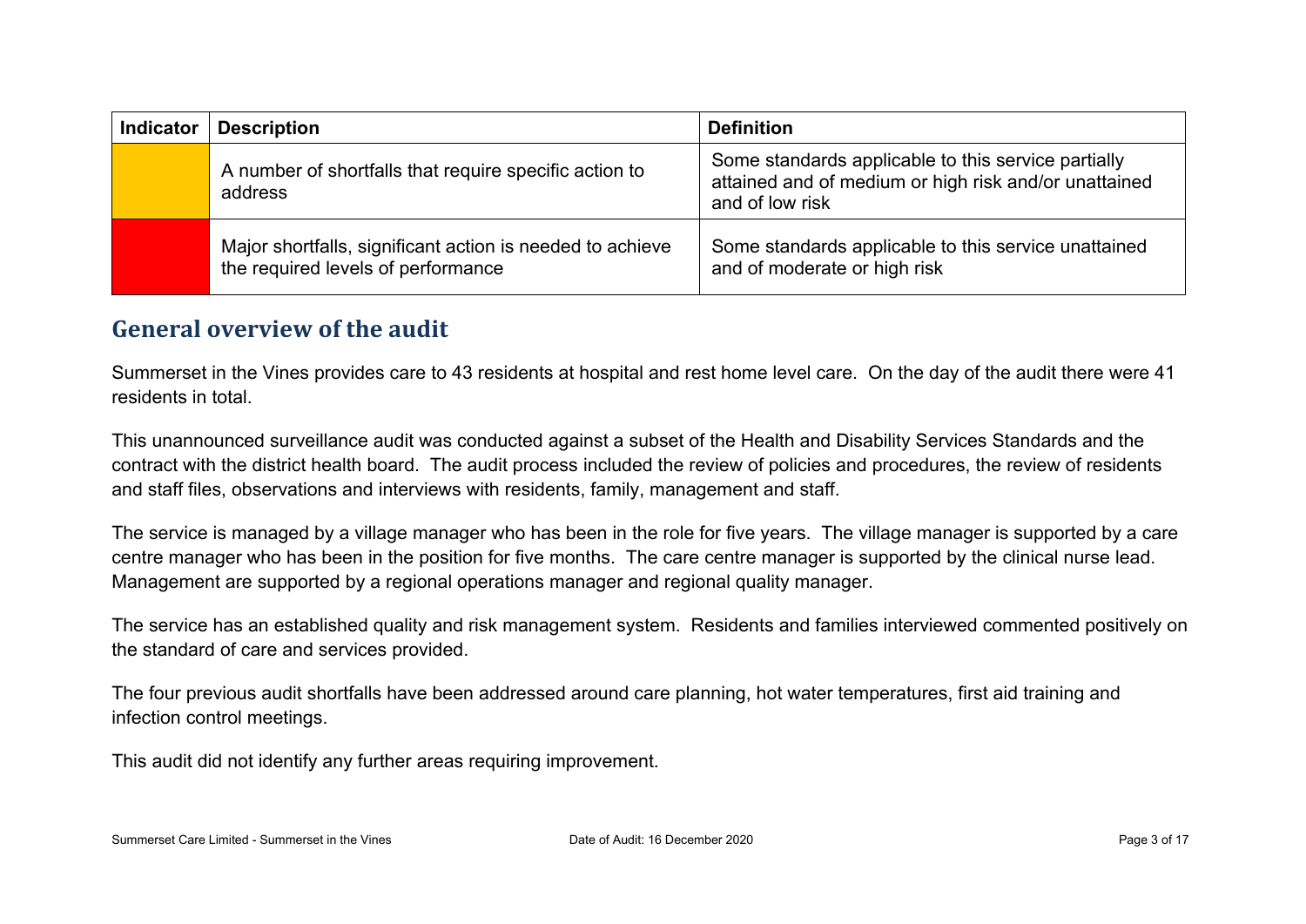| Indicator | Description | Definition |
| --- | --- | --- |
| | A number of shortfalls that require specific action to address | Some standards applicable to this service partially attained and of medium or high risk and/or unattained and of low risk |
| | Major shortfalls, significant action is needed to achieve the required levels of performance | Some standards applicable to this service unattained and of moderate or high risk |

## General overview of the audit

Summerset in the Vines provides care to 43 residents at hospital and rest home level care. On the day of the audit there were 41 residents in total.

This unannounced surveillance audit was conducted against a subset of the Health and Disability Services Standards and the contract with the district health board. The audit process included the review of policies and procedures, the review of residents and staff files, observations and interviews with residents, family, management and staff.

The service is managed by a village manager who has been in the role for five years. The village manager is supported by a care centre manager who has been in the position for five months. The care centre manager is supported by the clinical nurse lead. Management are supported by a regional operations manager and regional quality manager.

The service has an established quality and risk management system. Residents and families interviewed commented positively on the standard of care and services provided.

The four previous audit shortfalls have been addressed around care planning, hot water temperatures, first aid training and infection control meetings.

This audit did not identify any further areas requiring improvement.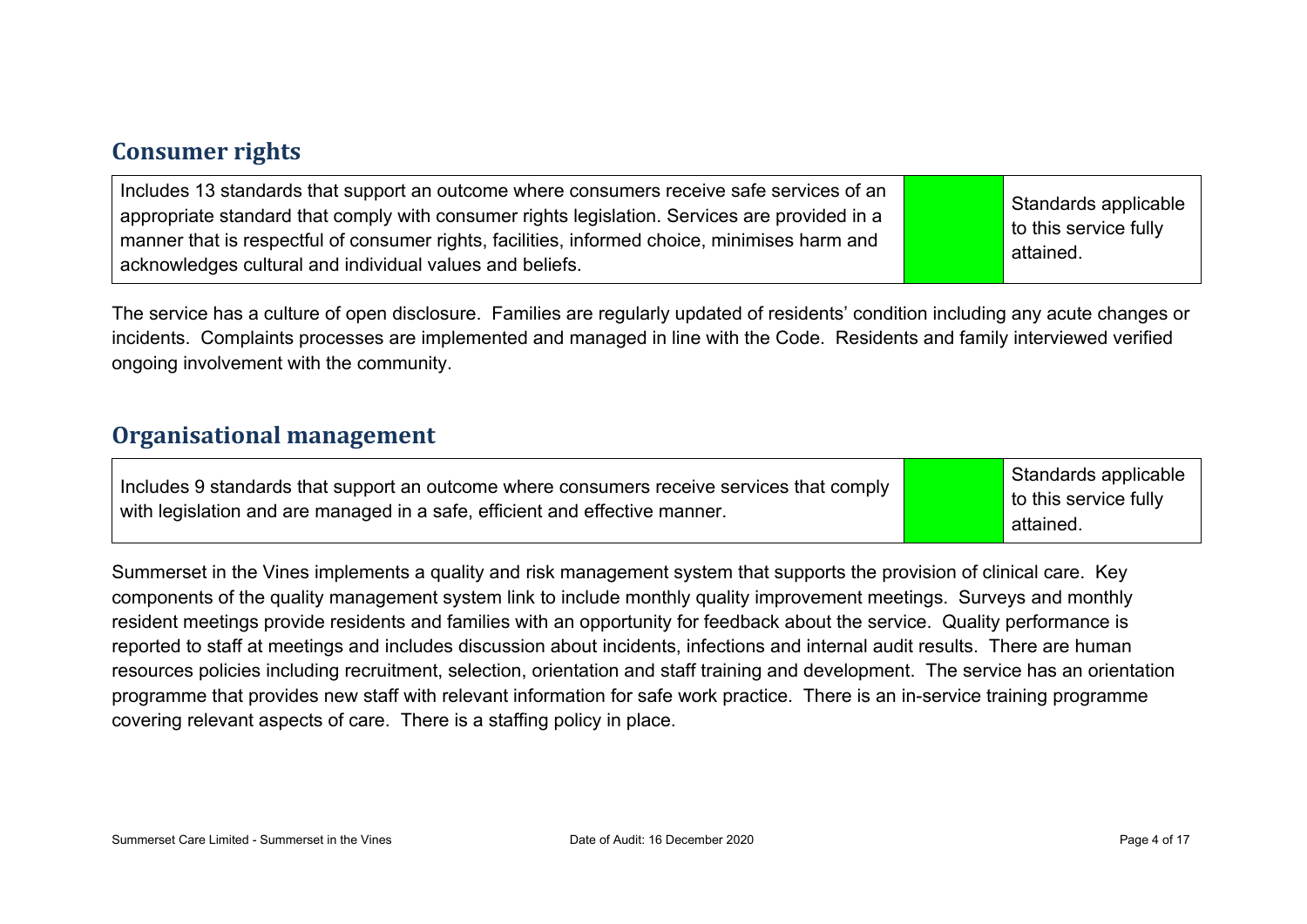## Consumer rights

| Includes 13 standards that support an outcome where consumers receive safe services of an appropriate standard that comply with consumer rights legislation. Services are provided in a manner that is respectful of consumer rights, facilities, informed choice, minimises harm and acknowledges cultural and individual values and beliefs. | | Standards applicable to this service fully attained. |
|---|---|---|

The service has a culture of open disclosure. Families are regularly updated of residents' condition including any acute changes or incidents. Complaints processes are implemented and managed in line with the Code. Residents and family interviewed verified ongoing involvement with the community.

## Organisational management

| Includes 9 standards that support an outcome where consumers receive services that comply with legislation and are managed in a safe, efficient and effective manner. | | Standards applicable to this service fully attained. |
|---|---|---|

Summerset in the Vines implements a quality and risk management system that supports the provision of clinical care. Key components of the quality management system link to include monthly quality improvement meetings. Surveys and monthly resident meetings provide residents and families with an opportunity for feedback about the service. Quality performance is reported to staff at meetings and includes discussion about incidents, infections and internal audit results. There are human resources policies including recruitment, selection, orientation and staff training and development. The service has an orientation programme that provides new staff with relevant information for safe work practice. There is an in-service training programme covering relevant aspects of care. There is a staffing policy in place.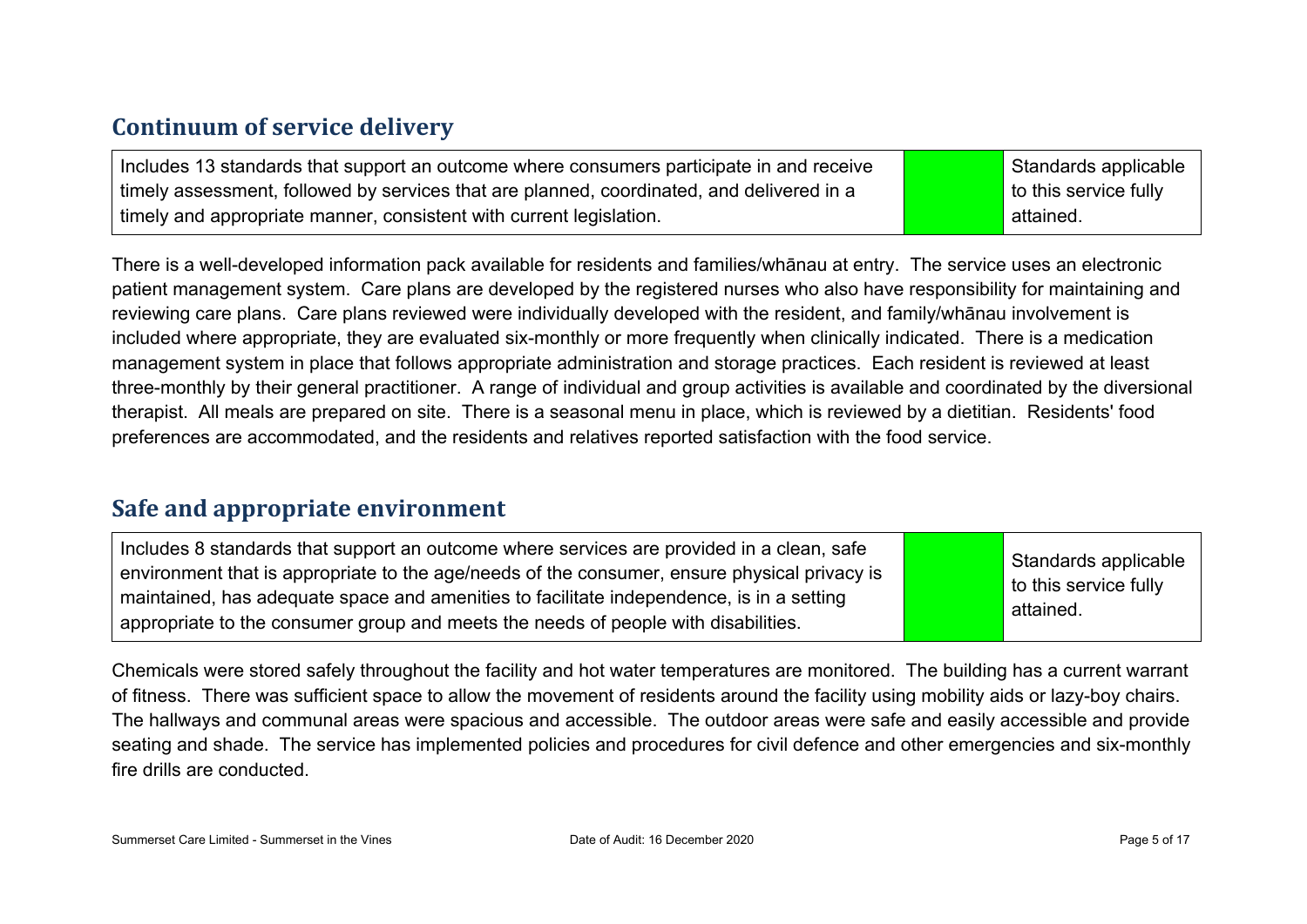## Continuum of service delivery

| Includes 13 standards that support an outcome where consumers participate in and receive timely assessment, followed by services that are planned, coordinated, and delivered in a timely and appropriate manner, consistent with current legislation. | | Standards applicable to this service fully attained. |
|---|---|---|

There is a well-developed information pack available for residents and families/whānau at entry. The service uses an electronic patient management system. Care plans are developed by the registered nurses who also have responsibility for maintaining and reviewing care plans. Care plans reviewed were individually developed with the resident, and family/whānau involvement is included where appropriate, they are evaluated six-monthly or more frequently when clinically indicated. There is a medication management system in place that follows appropriate administration and storage practices. Each resident is reviewed at least three-monthly by their general practitioner. A range of individual and group activities is available and coordinated by the diversional therapist. All meals are prepared on site. There is a seasonal menu in place, which is reviewed by a dietitian. Residents' food preferences are accommodated, and the residents and relatives reported satisfaction with the food service.

## Safe and appropriate environment

| Includes 8 standards that support an outcome where services are provided in a clean, safe environment that is appropriate to the age/needs of the consumer, ensure physical privacy is maintained, has adequate space and amenities to facilitate independence, is in a setting appropriate to the consumer group and meets the needs of people with disabilities. | | Standards applicable to this service fully attained. |
|---|---|---|

Chemicals were stored safely throughout the facility and hot water temperatures are monitored. The building has a current warrant of fitness. There was sufficient space to allow the movement of residents around the facility using mobility aids or lazy-boy chairs. The hallways and communal areas were spacious and accessible. The outdoor areas were safe and easily accessible and provide seating and shade. The service has implemented policies and procedures for civil defence and other emergencies and six-monthly fire drills are conducted.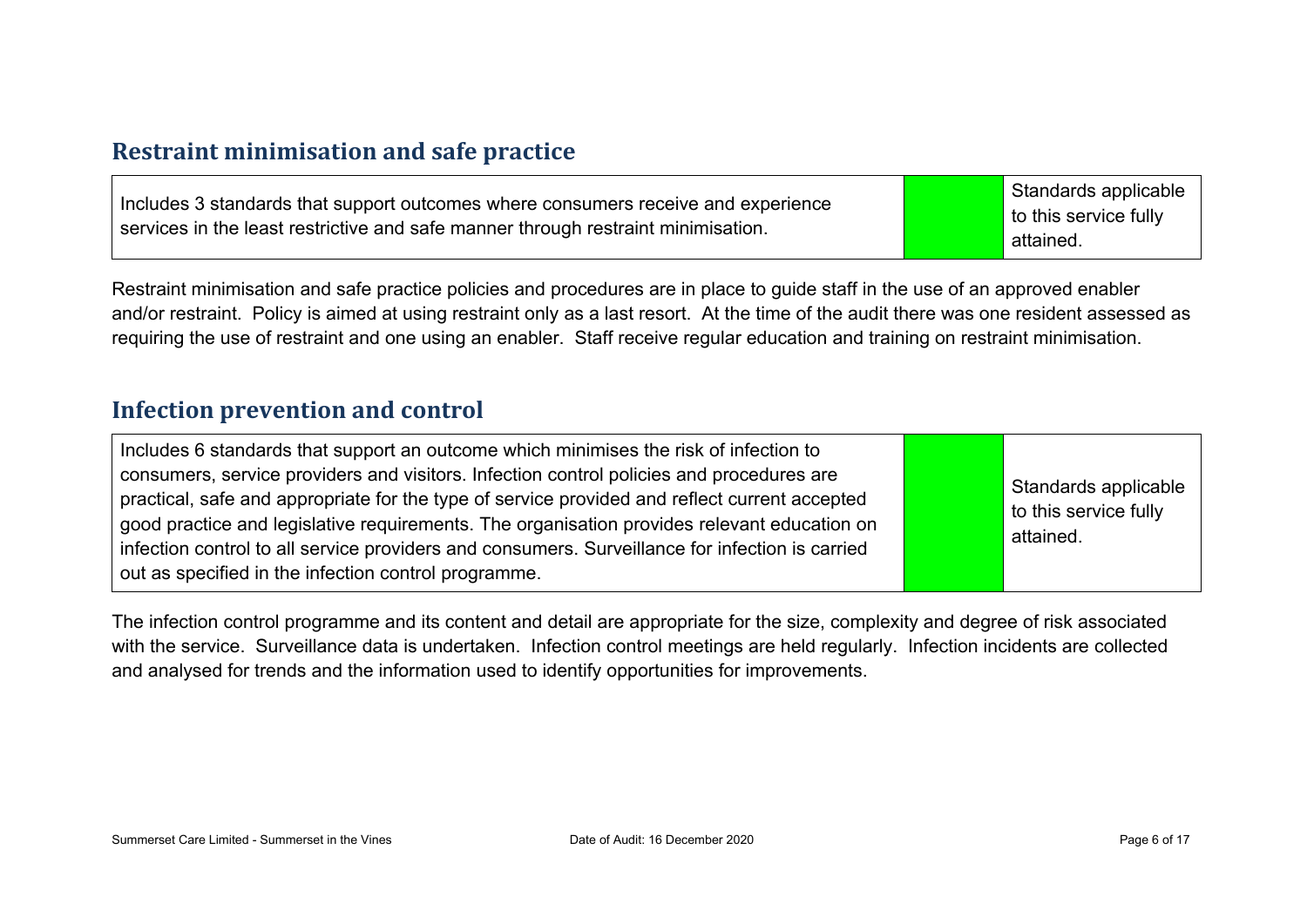## Restraint minimisation and safe practice

| Includes 3 standards that support outcomes where consumers receive and experience services in the least restrictive and safe manner through restraint minimisation. | | Standards applicable to this service fully attained. |
|---|---|---|

Restraint minimisation and safe practice policies and procedures are in place to guide staff in the use of an approved enabler and/or restraint. Policy is aimed at using restraint only as a last resort. At the time of the audit there was one resident assessed as requiring the use of restraint and one using an enabler. Staff receive regular education and training on restraint minimisation.

## Infection prevention and control

| Includes 6 standards that support an outcome which minimises the risk of infection to consumers, service providers and visitors. Infection control policies and procedures are practical, safe and appropriate for the type of service provided and reflect current accepted good practice and legislative requirements. The organisation provides relevant education on infection control to all service providers and consumers. Surveillance for infection is carried out as specified in the infection control programme. | | Standards applicable to this service fully attained. |
|---|---|---|

The infection control programme and its content and detail are appropriate for the size, complexity and degree of risk associated with the service. Surveillance data is undertaken. Infection control meetings are held regularly. Infection incidents are collected and analysed for trends and the information used to identify opportunities for improvements.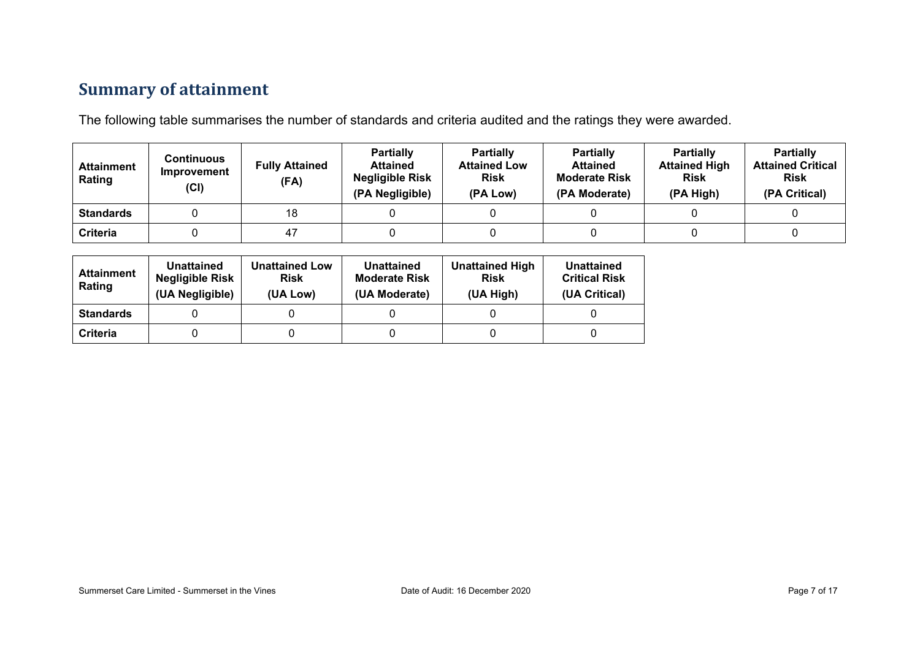## Summary of attainment

The following table summarises the number of standards and criteria audited and the ratings they were awarded.

| Attainment Rating | Continuous Improvement (CI) | Fully Attained (FA) | Partially Attained Negligible Risk (PA Negligible) | Partially Attained Low Risk (PA Low) | Partially Attained Moderate Risk (PA Moderate) | Partially Attained High Risk (PA High) | Partially Attained Critical Risk (PA Critical) |
|---|---|---|---|---|---|---|---|
| **Standards** | 0 | 18 | 0 | 0 | 0 | 0 | 0 |
| **Criteria** | 0 | 47 | 0 | 0 | 0 | 0 | 0 |

| Attainment Rating | Unattained Negligible Risk (UA Negligible) | Unattained Low Risk (UA Low) | Unattained Moderate Risk (UA Moderate) | Unattained High Risk (UA High) | Unattained Critical Risk (UA Critical) |
|---|---|---|---|---|---|
| **Standards** | 0 | 0 | 0 | 0 | 0 |
| **Criteria** | 0 | 0 | 0 | 0 | 0 |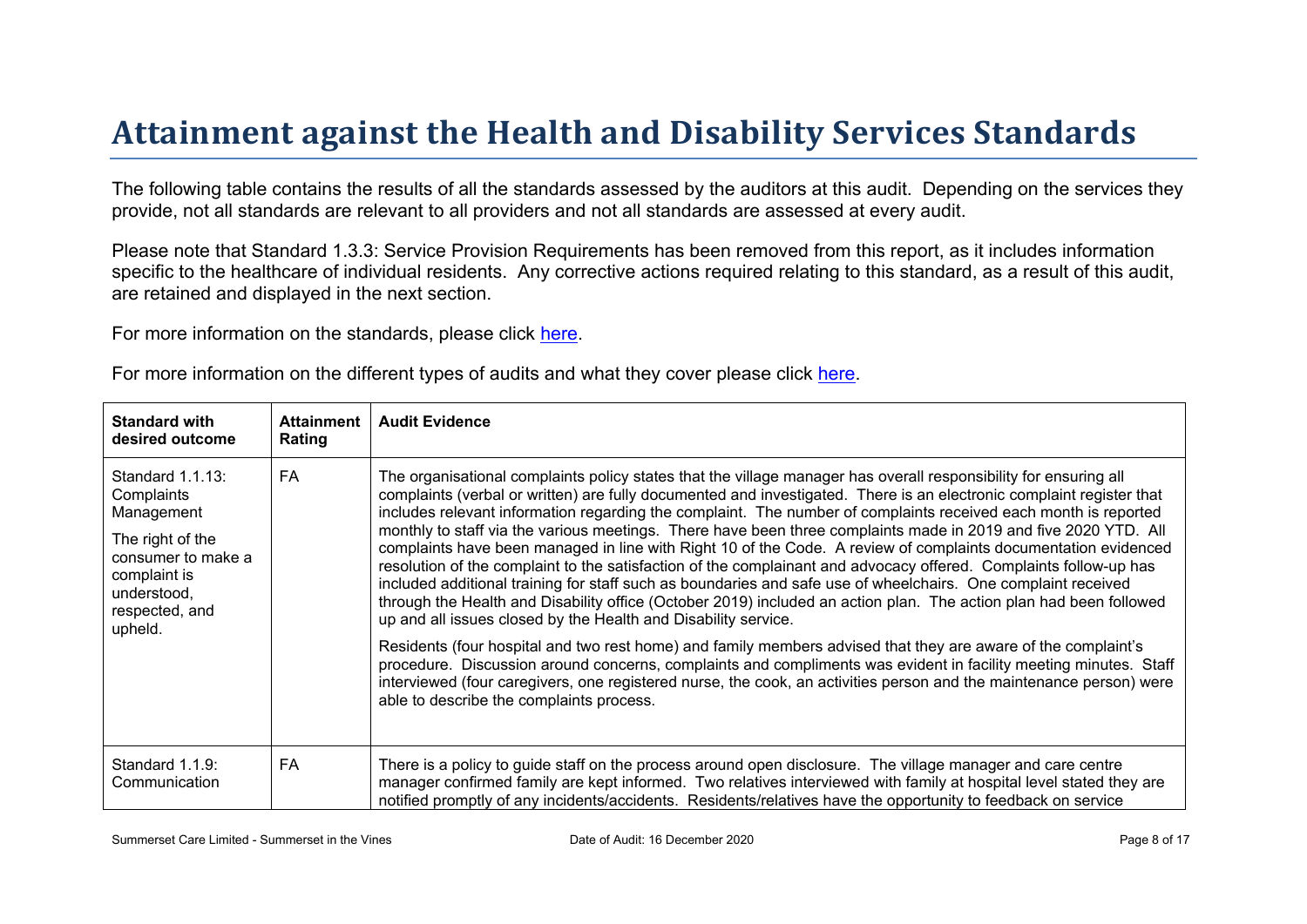# Attainment against the Health and Disability Services Standards

The following table contains the results of all the standards assessed by the auditors at this audit. Depending on the services they provide, not all standards are relevant to all providers and not all standards are assessed at every audit.

Please note that Standard 1.3.3: Service Provision Requirements has been removed from this report, as it includes information specific to the healthcare of individual residents. Any corrective actions required relating to this standard, as a result of this audit, are retained and displayed in the next section.

For more information on the standards, please click here.

For more information on the different types of audits and what they cover please click here.

| Standard with desired outcome | Attainment Rating | Audit Evidence |
|---|---|---|
| Standard 1.1.13: Complaints Management<br><br>The right of the consumer to make a complaint is understood, respected, and upheld. | FA | The organisational complaints policy states that the village manager has overall responsibility for ensuring all complaints (verbal or written) are fully documented and investigated. There is an electronic complaint register that includes relevant information regarding the complaint. The number of complaints received each month is reported monthly to staff via the various meetings. There have been three complaints made in 2019 and five 2020 YTD. All complaints have been managed in line with Right 10 of the Code. A review of complaints documentation evidenced resolution of the complaint to the satisfaction of the complainant and advocacy offered. Complaints follow-up has included additional training for staff such as boundaries and safe use of wheelchairs. One complaint received through the Health and Disability office (October 2019) included an action plan. The action plan had been followed up and all issues closed by the Health and Disability service.<br><br>Residents (four hospital and two rest home) and family members advised that they are aware of the complaint's procedure. Discussion around concerns, complaints and compliments was evident in facility meeting minutes. Staff interviewed (four caregivers, one registered nurse, the cook, an activities person and the maintenance person) were able to describe the complaints process. |
| Standard 1.1.9: Communication | FA | There is a policy to guide staff on the process around open disclosure. The village manager and care centre manager confirmed family are kept informed. Two relatives interviewed with family at hospital level stated they are notified promptly of any incidents/accidents. Residents/relatives have the opportunity to feedback on service |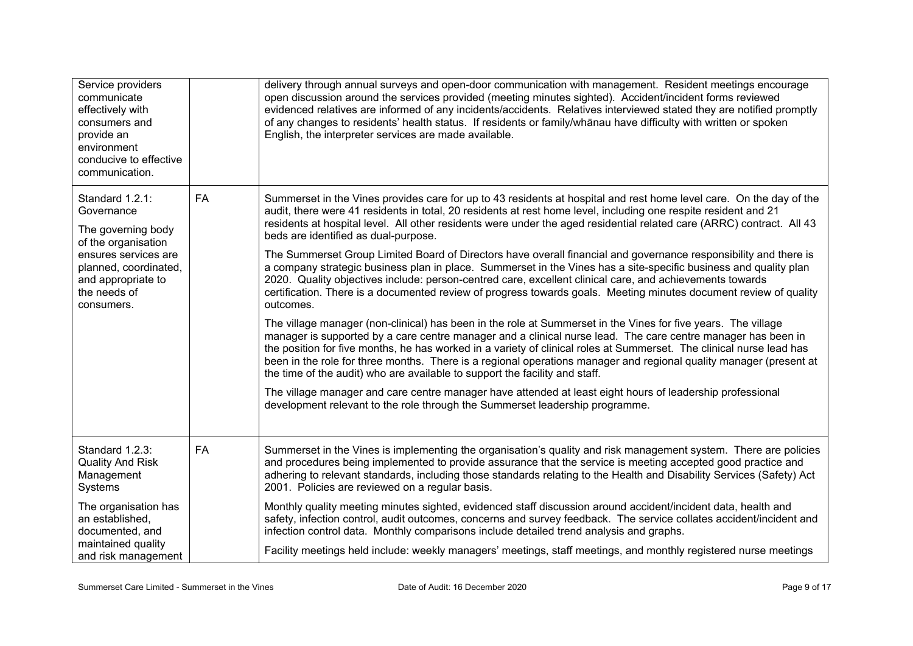| | | |
|---|---|---|
| Service providers communicate effectively with consumers and provide an environment conducive to effective communication. | | delivery through annual surveys and open-door communication with management. Resident meetings encourage open discussion around the services provided (meeting minutes sighted). Accident/incident forms reviewed evidenced relatives are informed of any incidents/accidents. Relatives interviewed stated they are notified promptly of any changes to residents' health status. If residents or family/whānau have difficulty with written or spoken English, the interpreter services are made available. |
| Standard 1.2.1: Governance<br><br>The governing body of the organisation ensures services are planned, coordinated, and appropriate to the needs of consumers. | FA | Summerset in the Vines provides care for up to 43 residents at hospital and rest home level care. On the day of the audit, there were 41 residents in total, 20 residents at rest home level, including one respite resident and 21 residents at hospital level. All other residents were under the aged residential related care (ARRC) contract. All 43 beds are identified as dual-purpose.<br><br>The Summerset Group Limited Board of Directors have overall financial and governance responsibility and there is a company strategic business plan in place. Summerset in the Vines has a site-specific business and quality plan 2020. Quality objectives include: person-centred care, excellent clinical care, and achievements towards certification. There is a documented review of progress towards goals. Meeting minutes document review of quality outcomes.<br><br>The village manager (non-clinical) has been in the role at Summerset in the Vines for five years. The village manager is supported by a care centre manager and a clinical nurse lead. The care centre manager has been in the position for five months, he has worked in a variety of clinical roles at Summerset. The clinical nurse lead has been in the role for three months. There is a regional operations manager and regional quality manager (present at the time of the audit) who are available to support the facility and staff.<br><br>The village manager and care centre manager have attended at least eight hours of leadership professional development relevant to the role through the Summerset leadership programme. |
| Standard 1.2.3: Quality And Risk Management Systems<br><br>The organisation has an established, documented, and maintained quality and risk management | FA | Summerset in the Vines is implementing the organisation's quality and risk management system. There are policies and procedures being implemented to provide assurance that the service is meeting accepted good practice and adhering to relevant standards, including those standards relating to the Health and Disability Services (Safety) Act 2001. Policies are reviewed on a regular basis.<br><br>Monthly quality meeting minutes sighted, evidenced staff discussion around accident/incident data, health and safety, infection control, audit outcomes, concerns and survey feedback. The service collates accident/incident and infection control data. Monthly comparisons include detailed trend analysis and graphs.<br><br>Facility meetings held include: weekly managers' meetings, staff meetings, and monthly registered nurse meetings |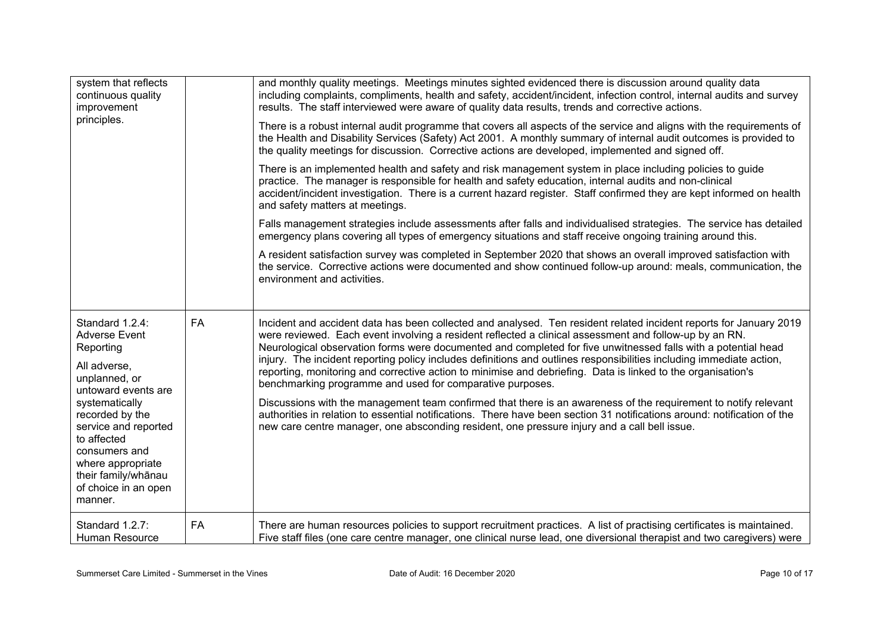| | | |
|---|---|---|
| system that reflects continuous quality improvement principles. | | and monthly quality meetings. Meetings minutes sighted evidenced there is discussion around quality data including complaints, compliments, health and safety, accident/incident, infection control, internal audits and survey results. The staff interviewed were aware of quality data results, trends and corrective actions.<br><br>There is a robust internal audit programme that covers all aspects of the service and aligns with the requirements of the Health and Disability Services (Safety) Act 2001. A monthly summary of internal audit outcomes is provided to the quality meetings for discussion. Corrective actions are developed, implemented and signed off.<br><br>There is an implemented health and safety and risk management system in place including policies to guide practice. The manager is responsible for health and safety education, internal audits and non-clinical accident/incident investigation. There is a current hazard register. Staff confirmed they are kept informed on health and safety matters at meetings.<br><br>Falls management strategies include assessments after falls and individualised strategies. The service has detailed emergency plans covering all types of emergency situations and staff receive ongoing training around this.<br><br>A resident satisfaction survey was completed in September 2020 that shows an overall improved satisfaction with the service. Corrective actions were documented and show continued follow-up around: meals, communication, the environment and activities. |
| Standard 1.2.4: Adverse Event Reporting<br><br>All adverse, unplanned, or untoward events are systematically recorded by the service and reported to affected consumers and where appropriate their family/whānau of choice in an open manner. | FA | Incident and accident data has been collected and analysed. Ten resident related incident reports for January 2019 were reviewed. Each event involving a resident reflected a clinical assessment and follow-up by an RN. Neurological observation forms were documented and completed for five unwitnessed falls with a potential head injury. The incident reporting policy includes definitions and outlines responsibilities including immediate action, reporting, monitoring and corrective action to minimise and debriefing. Data is linked to the organisation's benchmarking programme and used for comparative purposes.<br><br>Discussions with the management team confirmed that there is an awareness of the requirement to notify relevant authorities in relation to essential notifications. There have been section 31 notifications around: notification of the new care centre manager, one absconding resident, one pressure injury and a call bell issue. |
| Standard 1.2.7: Human Resource | FA | There are human resources policies to support recruitment practices. A list of practising certificates is maintained. Five staff files (one care centre manager, one clinical nurse lead, one diversional therapist and two caregivers) were |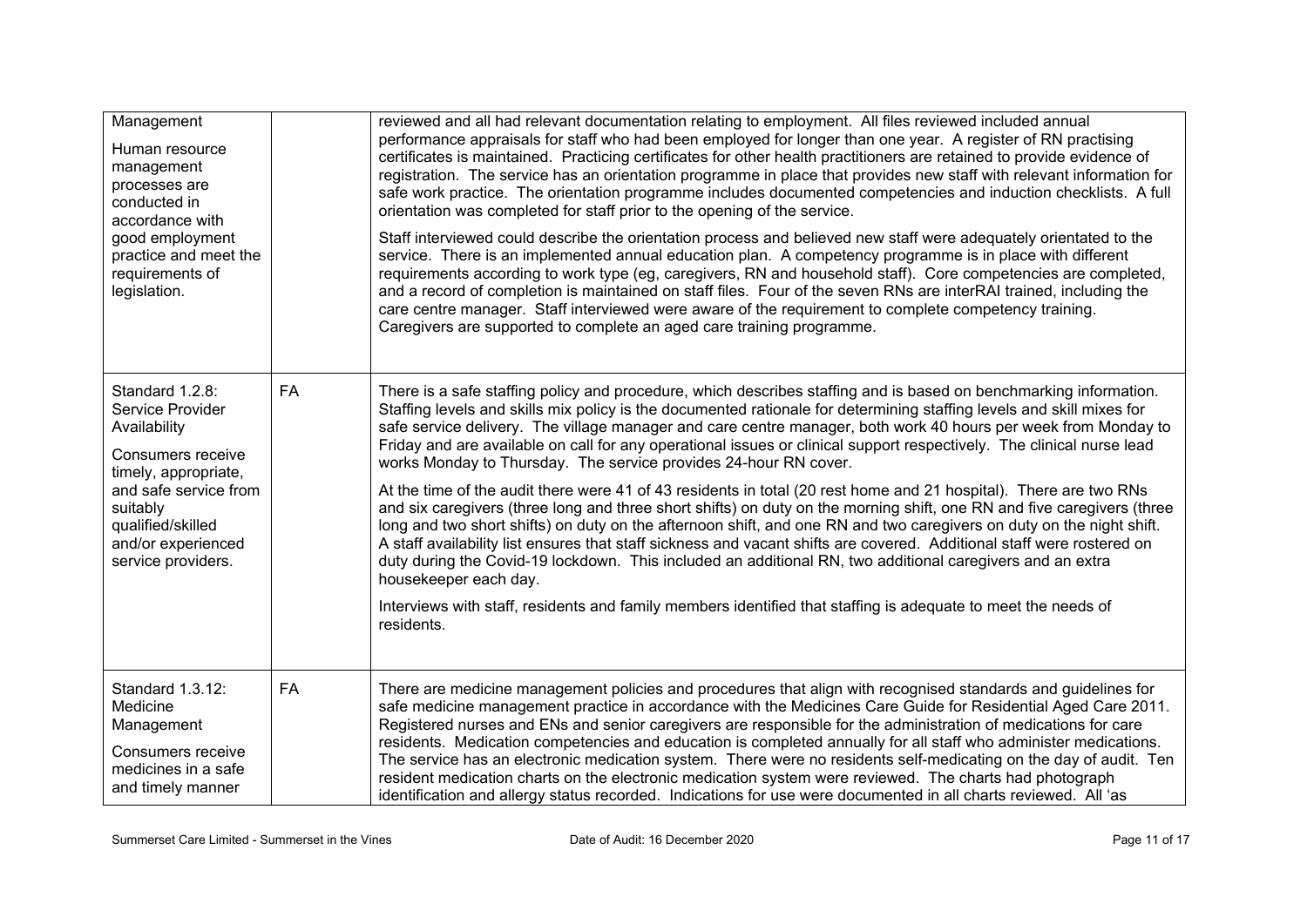| | | |
|---|---|---|
| Management<br><br>Human resource management processes are conducted in accordance with good employment practice and meet the requirements of legislation. | | reviewed and all had relevant documentation relating to employment. All files reviewed included annual performance appraisals for staff who had been employed for longer than one year. A register of RN practising certificates is maintained. Practicing certificates for other health practitioners are retained to provide evidence of registration. The service has an orientation programme in place that provides new staff with relevant information for safe work practice. The orientation programme includes documented competencies and induction checklists. A full orientation was completed for staff prior to the opening of the service.<br><br>Staff interviewed could describe the orientation process and believed new staff were adequately orientated to the service. There is an implemented annual education plan. A competency programme is in place with different requirements according to work type (eg, caregivers, RN and household staff). Core competencies are completed, and a record of completion is maintained on staff files. Four of the seven RNs are interRAI trained, including the care centre manager. Staff interviewed were aware of the requirement to complete competency training. Caregivers are supported to complete an aged care training programme. |
| Standard 1.2.8: Service Provider Availability<br><br>Consumers receive timely, appropriate, and safe service from suitably qualified/skilled and/or experienced service providers. | FA | There is a safe staffing policy and procedure, which describes staffing and is based on benchmarking information. Staffing levels and skills mix policy is the documented rationale for determining staffing levels and skill mixes for safe service delivery. The village manager and care centre manager, both work 40 hours per week from Monday to Friday and are available on call for any operational issues or clinical support respectively. The clinical nurse lead works Monday to Thursday. The service provides 24-hour RN cover.<br><br>At the time of the audit there were 41 of 43 residents in total (20 rest home and 21 hospital). There are two RNs and six caregivers (three long and three short shifts) on duty on the morning shift, one RN and five caregivers (three long and two short shifts) on duty on the afternoon shift, and one RN and two caregivers on duty on the night shift. A staff availability list ensures that staff sickness and vacant shifts are covered. Additional staff were rostered on duty during the Covid-19 lockdown. This included an additional RN, two additional caregivers and an extra housekeeper each day.<br><br>Interviews with staff, residents and family members identified that staffing is adequate to meet the needs of residents. |
| Standard 1.3.12: Medicine Management<br><br>Consumers receive medicines in a safe and timely manner | FA | There are medicine management policies and procedures that align with recognised standards and guidelines for safe medicine management practice in accordance with the Medicines Care Guide for Residential Aged Care 2011. Registered nurses and ENs and senior caregivers are responsible for the administration of medications for care residents. Medication competencies and education is completed annually for all staff who administer medications. The service has an electronic medication system. There were no residents self-medicating on the day of audit. Ten resident medication charts on the electronic medication system were reviewed. The charts had photograph identification and allergy status recorded. Indications for use were documented in all charts reviewed. All 'as |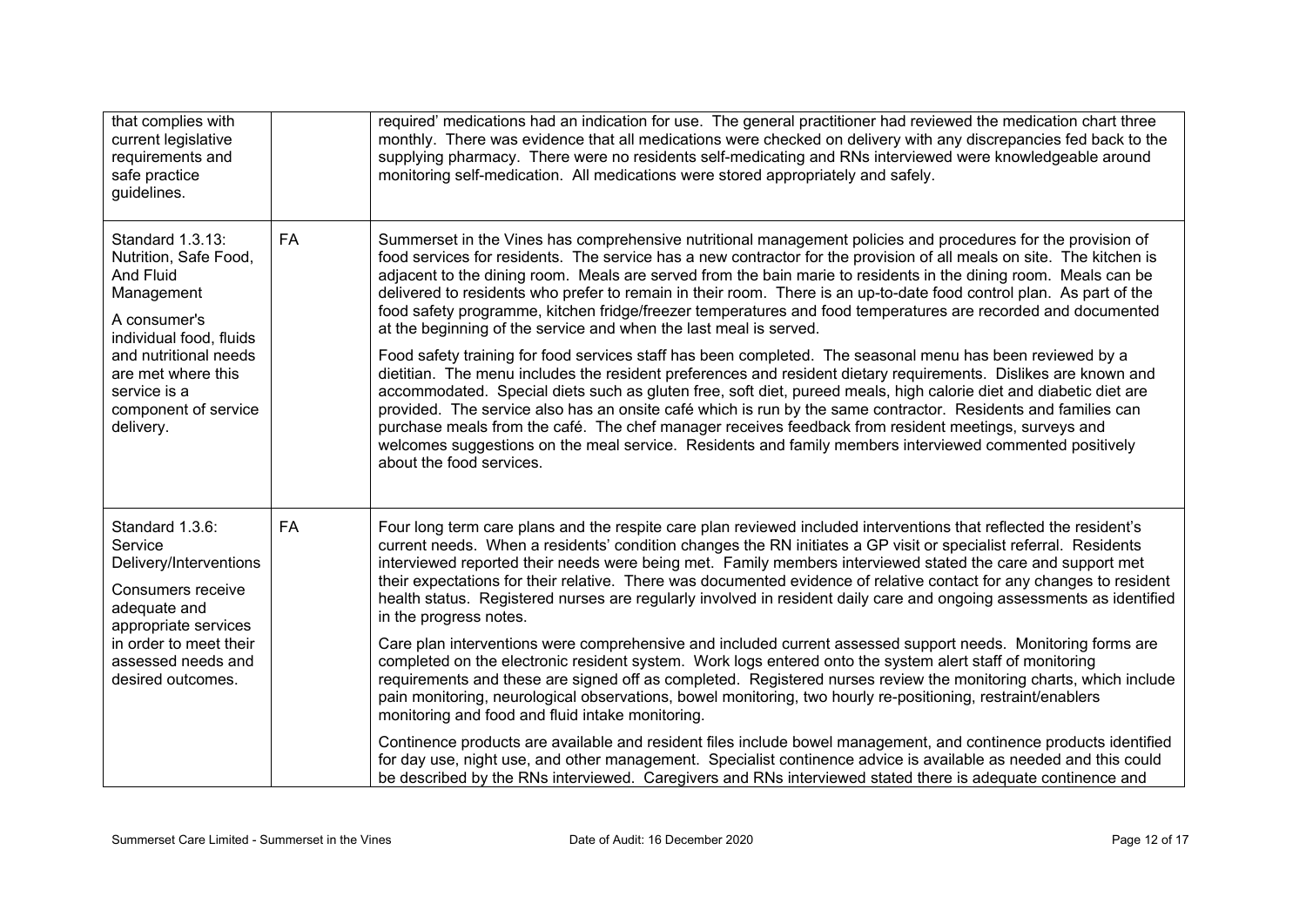| | | |
|---|---|---|
| that complies with current legislative requirements and safe practice guidelines. | | required' medications had an indication for use. The general practitioner had reviewed the medication chart three monthly. There was evidence that all medications were checked on delivery with any discrepancies fed back to the supplying pharmacy. There were no residents self-medicating and RNs interviewed were knowledgeable around monitoring self-medication. All medications were stored appropriately and safely. |
| Standard 1.3.13: Nutrition, Safe Food, And Fluid Management<br><br>A consumer's individual food, fluids and nutritional needs are met where this service is a component of service delivery. | FA | Summerset in the Vines has comprehensive nutritional management policies and procedures for the provision of food services for residents. The service has a new contractor for the provision of all meals on site. The kitchen is adjacent to the dining room. Meals are served from the bain marie to residents in the dining room. Meals can be delivered to residents who prefer to remain in their room. There is an up-to-date food control plan. As part of the food safety programme, kitchen fridge/freezer temperatures and food temperatures are recorded and documented at the beginning of the service and when the last meal is served.<br><br>Food safety training for food services staff has been completed. The seasonal menu has been reviewed by a dietitian. The menu includes the resident preferences and resident dietary requirements. Dislikes are known and accommodated. Special diets such as gluten free, soft diet, pureed meals, high calorie diet and diabetic diet are provided. The service also has an onsite café which is run by the same contractor. Residents and families can purchase meals from the café. The chef manager receives feedback from resident meetings, surveys and welcomes suggestions on the meal service. Residents and family members interviewed commented positively about the food services. |
| Standard 1.3.6: Service Delivery/Interventions<br><br>Consumers receive adequate and appropriate services in order to meet their assessed needs and desired outcomes. | FA | Four long term care plans and the respite care plan reviewed included interventions that reflected the resident's current needs. When a residents' condition changes the RN initiates a GP visit or specialist referral. Residents interviewed reported their needs were being met. Family members interviewed stated the care and support met their expectations for their relative. There was documented evidence of relative contact for any changes to resident health status. Registered nurses are regularly involved in resident daily care and ongoing assessments as identified in the progress notes.<br><br>Care plan interventions were comprehensive and included current assessed support needs. Monitoring forms are completed on the electronic resident system. Work logs entered onto the system alert staff of monitoring requirements and these are signed off as completed. Registered nurses review the monitoring charts, which include pain monitoring, neurological observations, bowel monitoring, two hourly re-positioning, restraint/enablers monitoring and food and fluid intake monitoring.<br><br>Continence products are available and resident files include bowel management, and continence products identified for day use, night use, and other management. Specialist continence advice is available as needed and this could be described by the RNs interviewed. Caregivers and RNs interviewed stated there is adequate continence and |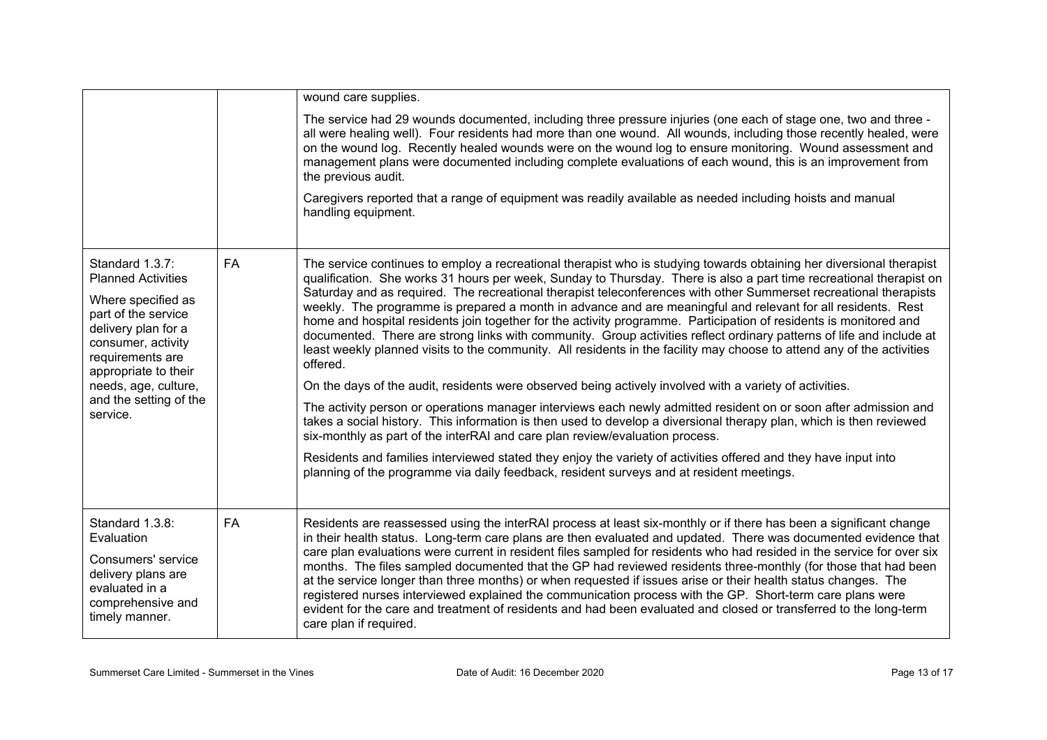| | | |
|---|---|---|
| | | wound care supplies.<br><br>The service had 29 wounds documented, including three pressure injuries (one each of stage one, two and three - all were healing well). Four residents had more than one wound. All wounds, including those recently healed, were on the wound log. Recently healed wounds were on the wound log to ensure monitoring. Wound assessment and management plans were documented including complete evaluations of each wound, this is an improvement from the previous audit.<br><br>Caregivers reported that a range of equipment was readily available as needed including hoists and manual handling equipment. |
| Standard 1.3.7: Planned Activities<br><br>Where specified as part of the service delivery plan for a consumer, activity requirements are appropriate to their needs, age, culture, and the setting of the service. | FA | The service continues to employ a recreational therapist who is studying towards obtaining her diversional therapist qualification. She works 31 hours per week, Sunday to Thursday. There is also a part time recreational therapist on Saturday and as required. The recreational therapist teleconferences with other Summerset recreational therapists weekly. The programme is prepared a month in advance and are meaningful and relevant for all residents. Rest home and hospital residents join together for the activity programme. Participation of residents is monitored and documented. There are strong links with community. Group activities reflect ordinary patterns of life and include at least weekly planned visits to the community. All residents in the facility may choose to attend any of the activities offered.<br><br>On the days of the audit, residents were observed being actively involved with a variety of activities.<br><br>The activity person or operations manager interviews each newly admitted resident on or soon after admission and takes a social history. This information is then used to develop a diversional therapy plan, which is then reviewed six-monthly as part of the interRAI and care plan review/evaluation process.<br><br>Residents and families interviewed stated they enjoy the variety of activities offered and they have input into planning of the programme via daily feedback, resident surveys and at resident meetings. |
| Standard 1.3.8: Evaluation<br><br>Consumers' service delivery plans are evaluated in a comprehensive and timely manner. | FA | Residents are reassessed using the interRAI process at least six-monthly or if there has been a significant change in their health status. Long-term care plans are then evaluated and updated. There was documented evidence that care plan evaluations were current in resident files sampled for residents who had resided in the service for over six months. The files sampled documented that the GP had reviewed residents three-monthly (for those that had been at the service longer than three months) or when requested if issues arise or their health status changes. The registered nurses interviewed explained the communication process with the GP. Short-term care plans were evident for the care and treatment of residents and had been evaluated and closed or transferred to the long-term care plan if required. |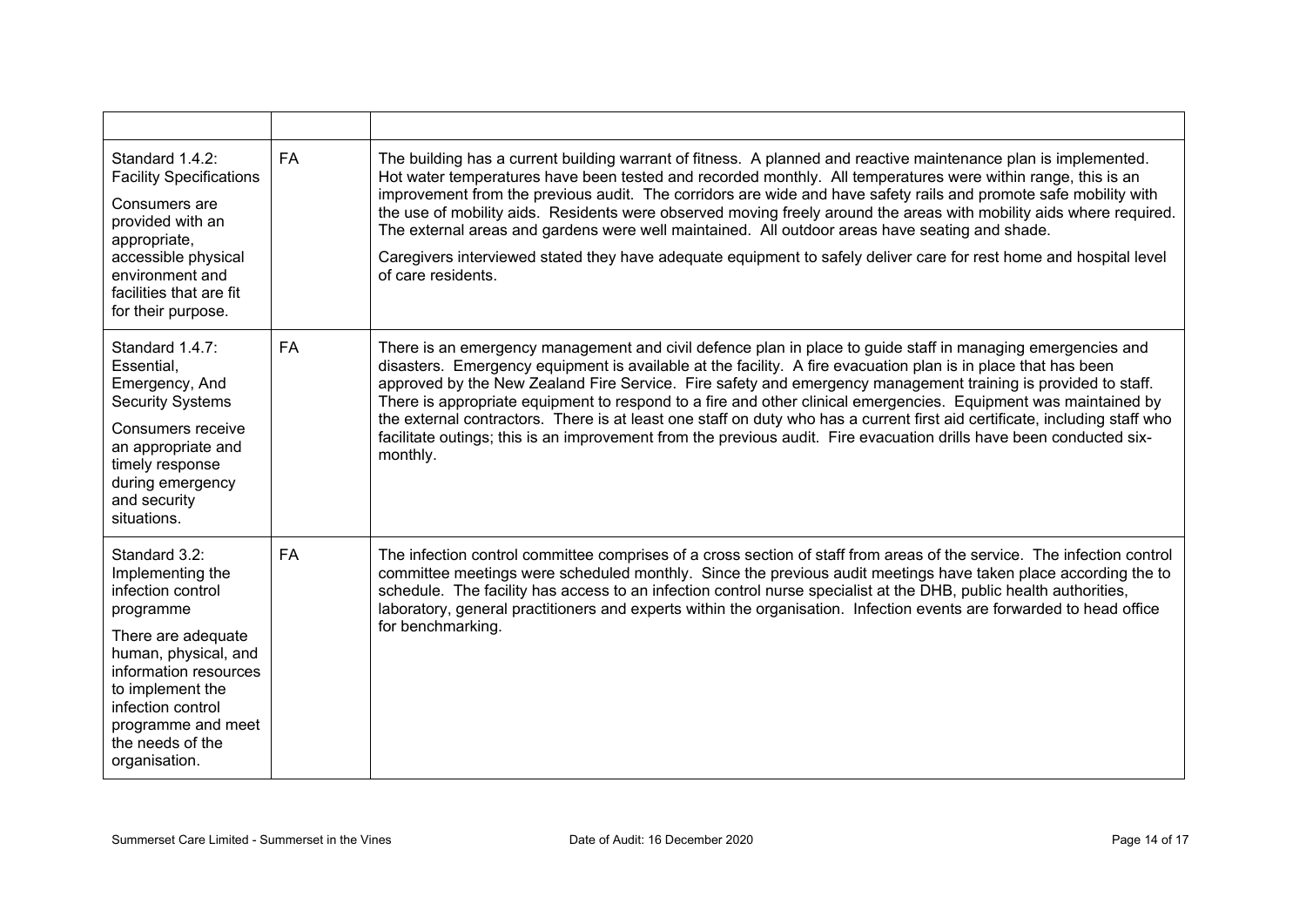| | | |
|---|---|---|
| Standard 1.4.2: Facility Specifications<br><br>Consumers are provided with an appropriate, accessible physical environment and facilities that are fit for their purpose. | FA | The building has a current building warrant of fitness. A planned and reactive maintenance plan is implemented. Hot water temperatures have been tested and recorded monthly. All temperatures were within range, this is an improvement from the previous audit. The corridors are wide and have safety rails and promote safe mobility with the use of mobility aids. Residents were observed moving freely around the areas with mobility aids where required. The external areas and gardens were well maintained. All outdoor areas have seating and shade.<br><br>Caregivers interviewed stated they have adequate equipment to safely deliver care for rest home and hospital level of care residents. |
| Standard 1.4.7: Essential, Emergency, And Security Systems<br><br>Consumers receive an appropriate and timely response during emergency and security situations. | FA | There is an emergency management and civil defence plan in place to guide staff in managing emergencies and disasters. Emergency equipment is available at the facility. A fire evacuation plan is in place that has been approved by the New Zealand Fire Service. Fire safety and emergency management training is provided to staff. There is appropriate equipment to respond to a fire and other clinical emergencies. Equipment was maintained by the external contractors. There is at least one staff on duty who has a current first aid certificate, including staff who facilitate outings; this is an improvement from the previous audit. Fire evacuation drills have been conducted six-monthly. |
| Standard 3.2: Implementing the infection control programme<br><br>There are adequate human, physical, and information resources to implement the infection control programme and meet the needs of the organisation. | FA | The infection control committee comprises of a cross section of staff from areas of the service. The infection control committee meetings were scheduled monthly. Since the previous audit meetings have taken place according the to schedule. The facility has access to an infection control nurse specialist at the DHB, public health authorities, laboratory, general practitioners and experts within the organisation. Infection events are forwarded to head office for benchmarking. |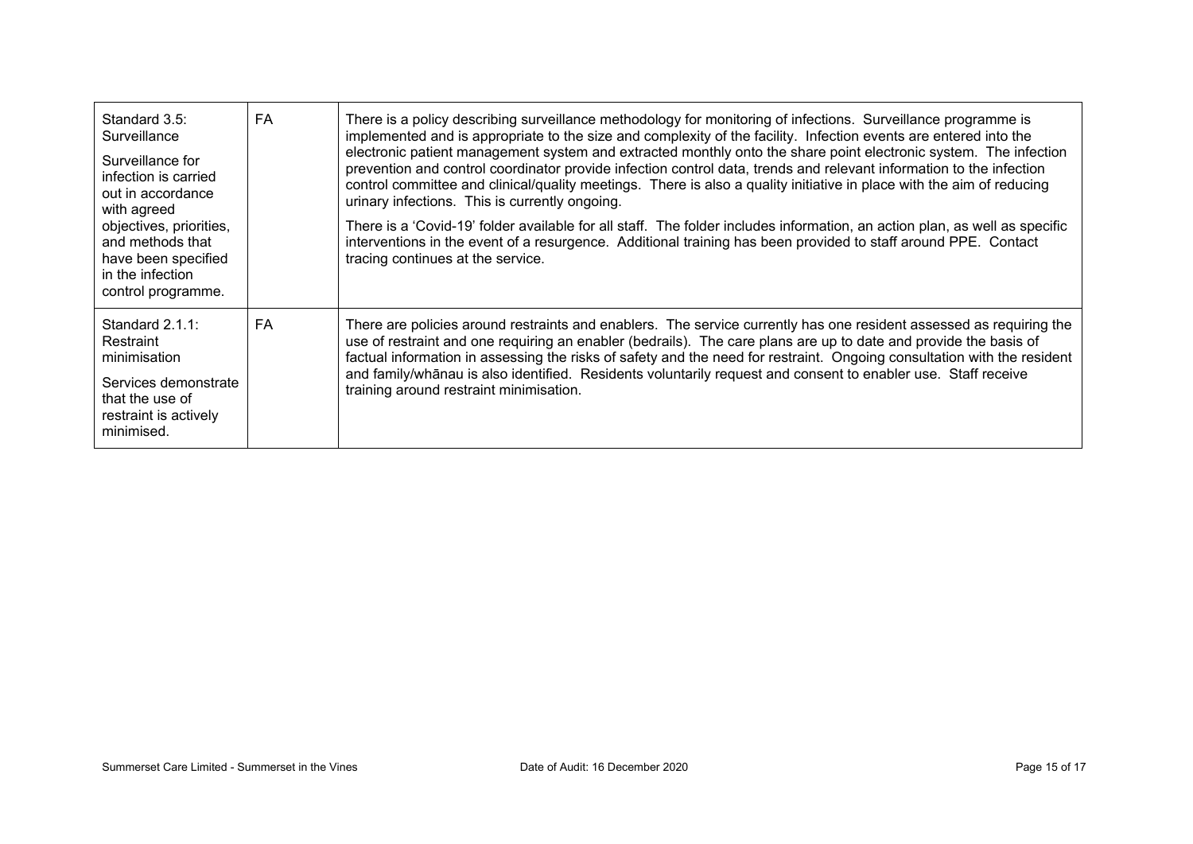| | | |
|---|---|---|
| Standard 3.5: Surveillance<br><br>Surveillance for infection is carried out in accordance with agreed objectives, priorities, and methods that have been specified in the infection control programme. | FA | There is a policy describing surveillance methodology for monitoring of infections. Surveillance programme is implemented and is appropriate to the size and complexity of the facility. Infection events are entered into the electronic patient management system and extracted monthly onto the share point electronic system. The infection prevention and control coordinator provide infection control data, trends and relevant information to the infection control committee and clinical/quality meetings. There is also a quality initiative in place with the aim of reducing urinary infections. This is currently ongoing.<br><br>There is a 'Covid-19' folder available for all staff. The folder includes information, an action plan, as well as specific interventions in the event of a resurgence. Additional training has been provided to staff around PPE. Contact tracing continues at the service. |
| Standard 2.1.1: Restraint minimisation<br><br>Services demonstrate that the use of restraint is actively minimised. | FA | There are policies around restraints and enablers. The service currently has one resident assessed as requiring the use of restraint and one requiring an enabler (bedrails). The care plans are up to date and provide the basis of factual information in assessing the risks of safety and the need for restraint. Ongoing consultation with the resident and family/whānau is also identified. Residents voluntarily request and consent to enabler use. Staff receive training around restraint minimisation. |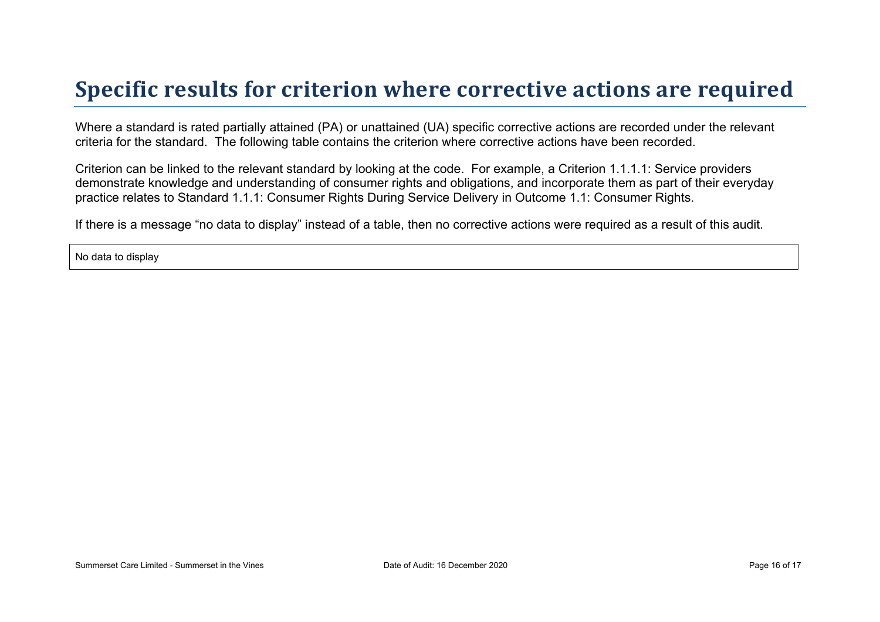# Specific results for criterion where corrective actions are required

Where a standard is rated partially attained (PA) or unattained (UA) specific corrective actions are recorded under the relevant criteria for the standard. The following table contains the criterion where corrective actions have been recorded.

Criterion can be linked to the relevant standard by looking at the code. For example, a Criterion 1.1.1.1: Service providers demonstrate knowledge and understanding of consumer rights and obligations, and incorporate them as part of their everyday practice relates to Standard 1.1.1: Consumer Rights During Service Delivery in Outcome 1.1: Consumer Rights.

If there is a message “no data to display” instead of a table, then no corrective actions were required as a result of this audit.

| No data to display |
| --- |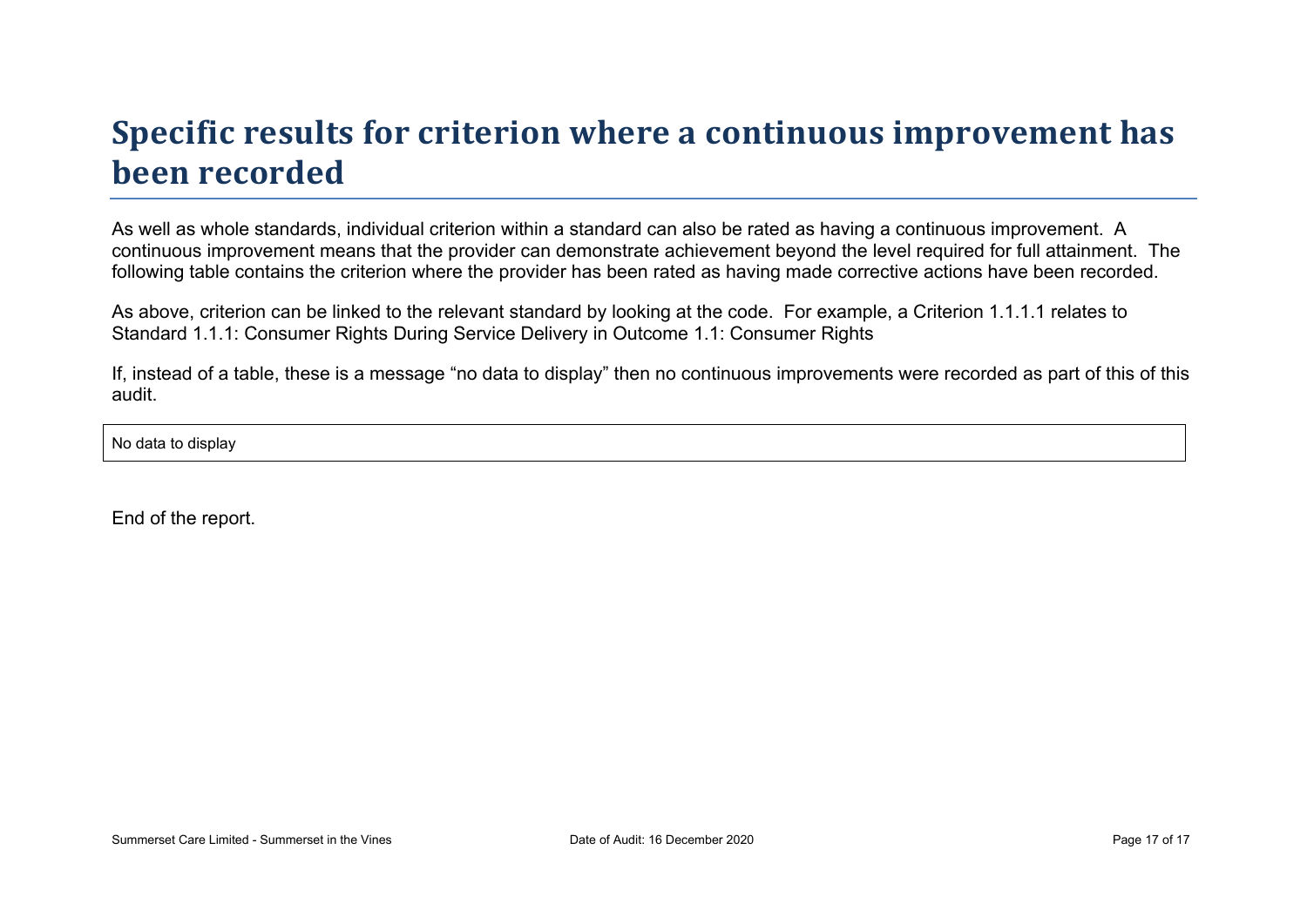# Specific results for criterion where a continuous improvement has been recorded

As well as whole standards, individual criterion within a standard can also be rated as having a continuous improvement. A continuous improvement means that the provider can demonstrate achievement beyond the level required for full attainment. The following table contains the criterion where the provider has been rated as having made corrective actions have been recorded.

As above, criterion can be linked to the relevant standard by looking at the code. For example, a Criterion 1.1.1.1 relates to Standard 1.1.1: Consumer Rights During Service Delivery in Outcome 1.1: Consumer Rights

If, instead of a table, these is a message “no data to display” then no continuous improvements were recorded as part of this of this audit.

No data to display

End of the report.